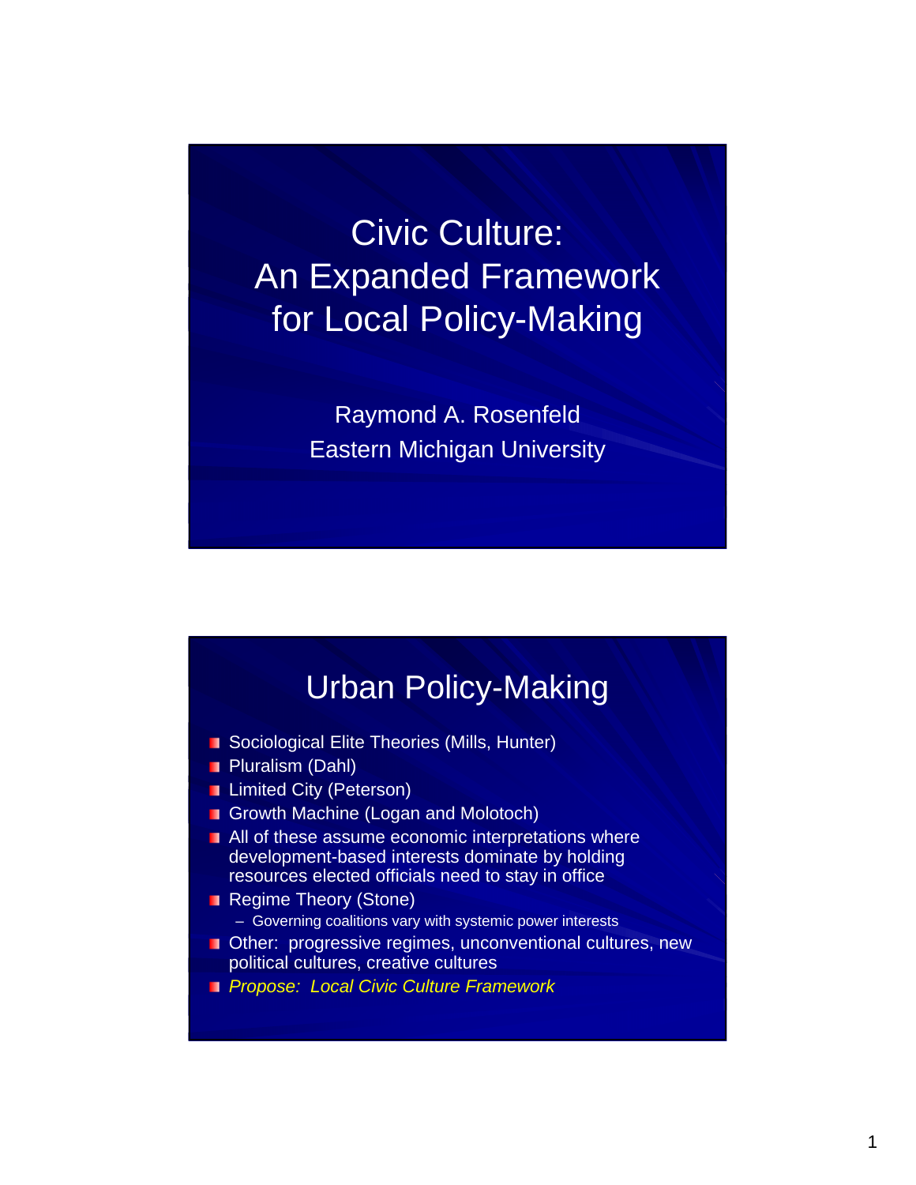# Civic Culture: An Expanded Framework for Local Policy-Making

Raymond A. Rosenfeld
Eastern Michigan University

## Urban Policy-Making

- Sociological Elite Theories (Mills, Hunter)
- Pluralism (Dahl)
- Limited City (Peterson)
- Growth Machine (Logan and Molotoch)
- All of these assume economic interpretations where development-based interests dominate by holding resources elected officials need to stay in office
- Regime Theory (Stone)
  - Governing coalitions vary with systemic power interests
- Other: progressive regimes, unconventional cultures, new political cultures, creative cultures
- *Propose: Local Civic Culture Framework*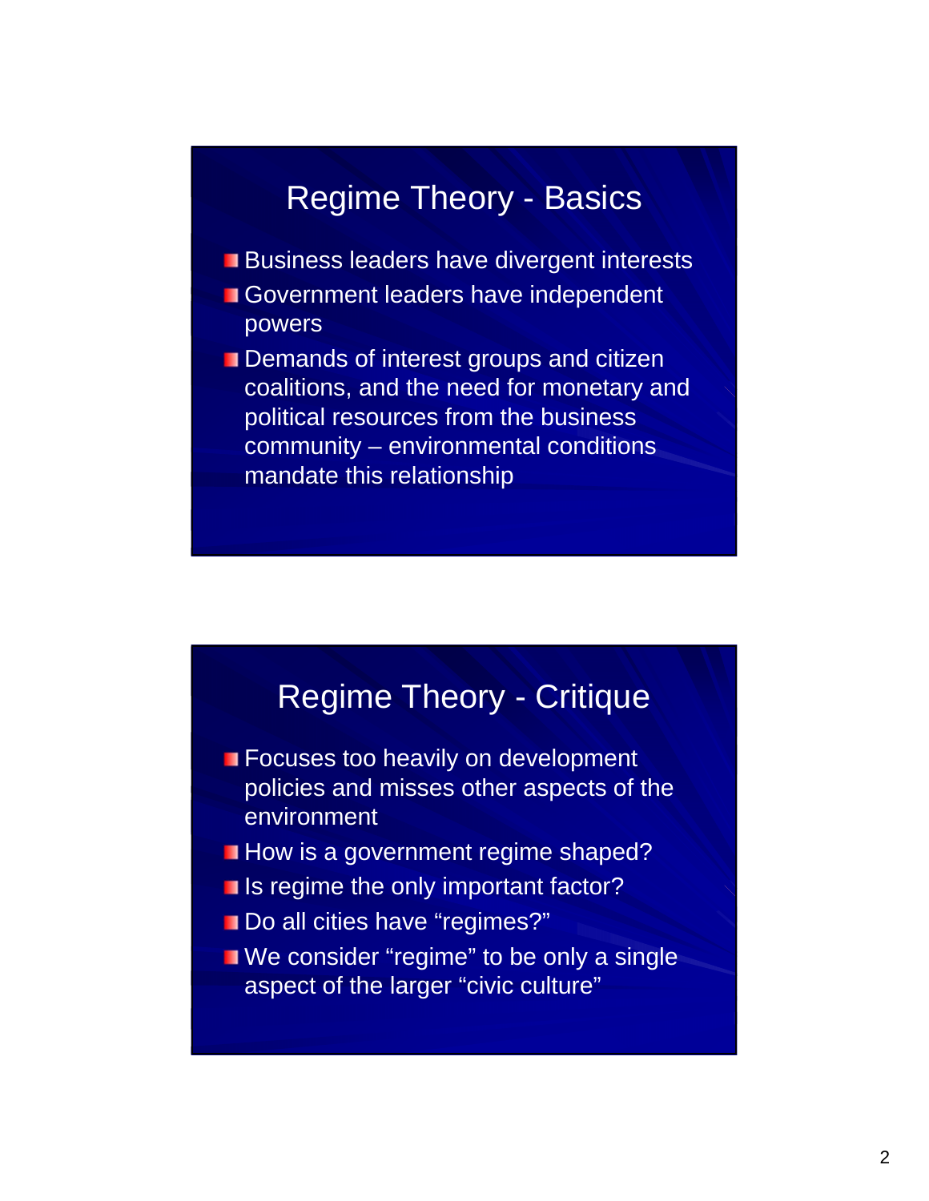## Regime Theory - Basics

- Business leaders have divergent interests
- Government leaders have independent powers
- Demands of interest groups and citizen coalitions, and the need for monetary and political resources from the business community – environmental conditions mandate this relationship

## Regime Theory - Critique

- Focuses too heavily on development policies and misses other aspects of the environment
- How is a government regime shaped?
- Is regime the only important factor?
- Do all cities have "regimes?"
- We consider "regime" to be only a single aspect of the larger "civic culture"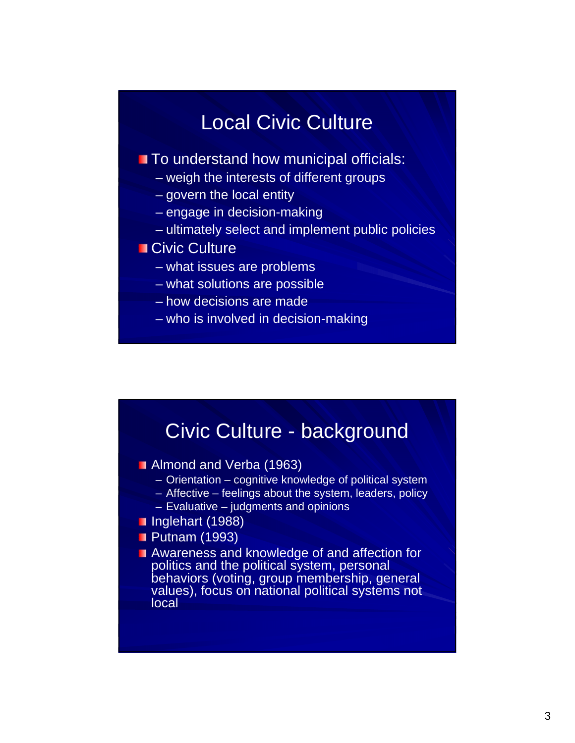## Local Civic Culture

- To understand how municipal officials:
  - weigh the interests of different groups
  - govern the local entity
  - engage in decision-making
  - ultimately select and implement public policies
- Civic Culture
  - what issues are problems
  - what solutions are possible
  - how decisions are made
  - who is involved in decision-making

## Civic Culture - background

- Almond and Verba (1963)
  - Orientation – cognitive knowledge of political system
  - Affective – feelings about the system, leaders, policy
  - Evaluative – judgments and opinions
- Inglehart (1988)
- Putnam (1993)
- Awareness and knowledge of and affection for politics and the political system, personal behaviors (voting, group membership, general values), focus on national political systems not local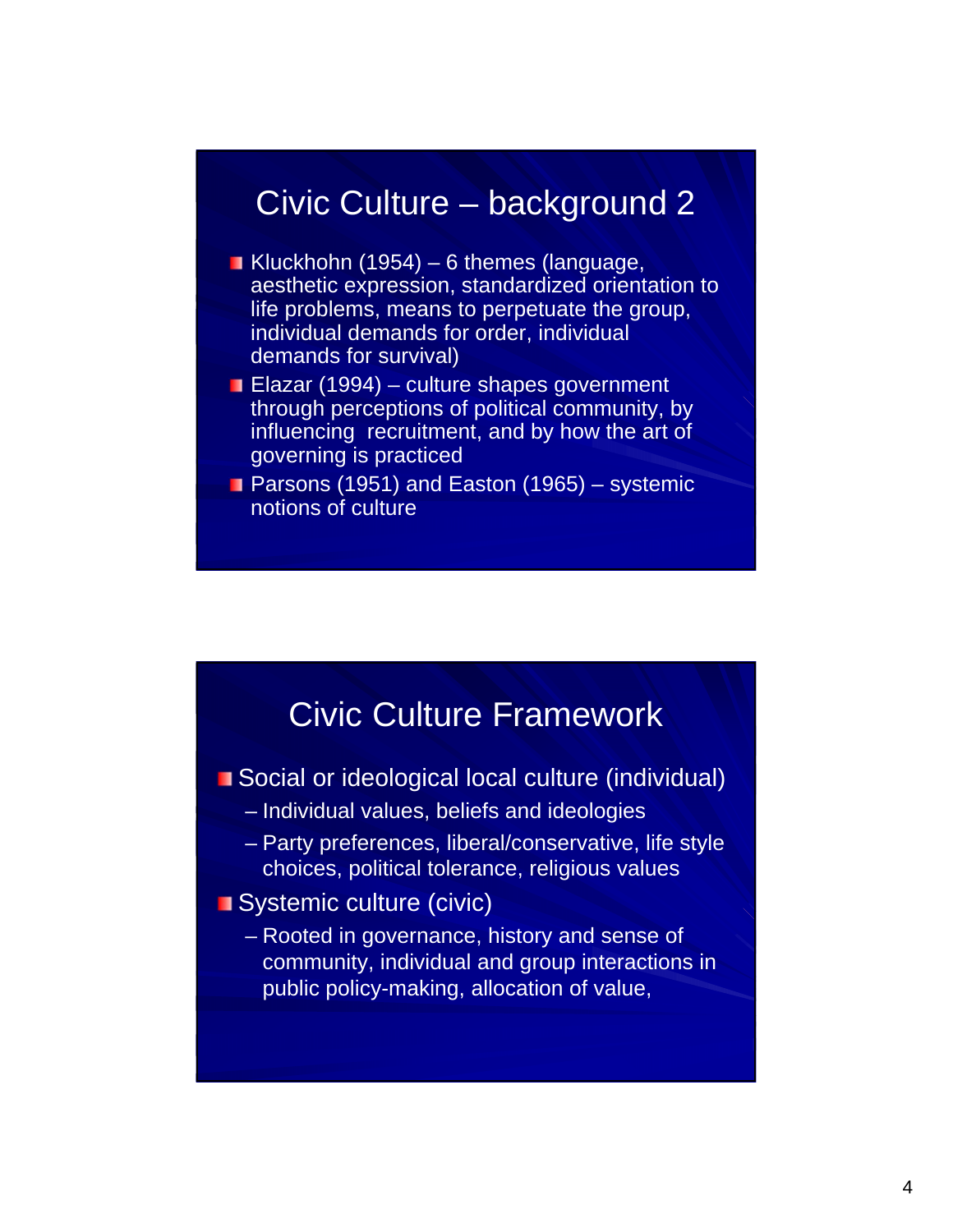## Civic Culture – background 2

- Kluckhohn (1954) – 6 themes (language, aesthetic expression, standardized orientation to life problems, means to perpetuate the group, individual demands for order, individual demands for survival)
- Elazar (1994) – culture shapes government through perceptions of political community, by influencing recruitment, and by how the art of governing is practiced
- Parsons (1951) and Easton (1965) – systemic notions of culture

## Civic Culture Framework

- Social or ideological local culture (individual)
  - Individual values, beliefs and ideologies
  - Party preferences, liberal/conservative, life style choices, political tolerance, religious values
- Systemic culture (civic)
  - Rooted in governance, history and sense of community, individual and group interactions in public policy-making, allocation of value,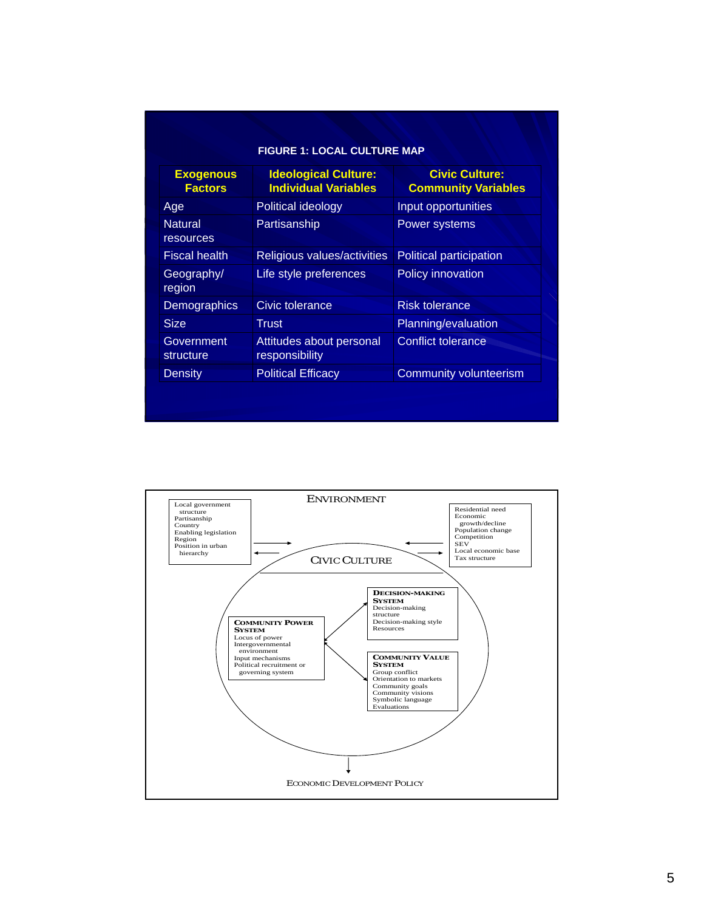**FIGURE 1: LOCAL CULTURE MAP**

| Exogenous Factors | Ideological Culture: Individual Variables | Civic Culture: Community Variables |
|---|---|---|
| Age | Political ideology | Input opportunities |
| Natural resources | Partisanship | Power systems |
| Fiscal health | Religious values/activities | Political participation |
| Geography/ region | Life style preferences | Policy innovation |
| Demographics | Civic tolerance | Risk tolerance |
| Size | Trust | Planning/evaluation |
| Government structure | Attitudes about personal responsibility | Conflict tolerance |
| Density | Political Efficacy | Community volunteerism |

ENVIRONMENT

Local government structure
Partisanship
Country
Enabling legislation
Region
Position in urban hierarchy

Residential need
Economic growth/decline
Population change
Competition
SEV
Local economic base
Tax structure

CIVIC CULTURE

**COMMUNITY POWER SYSTEM**
Locus of power
Intergovernmental environment
Input mechanisms
Political recruitment or governing system

**DECISION-MAKING SYSTEM**
Decision-making structure
Decision-making style
Resources

**COMMUNITY VALUE SYSTEM**
Group conflict
Orientation to markets
Community goals
Community visions
Symbolic language
Evaluations

ECONOMIC DEVELOPMENT POLICY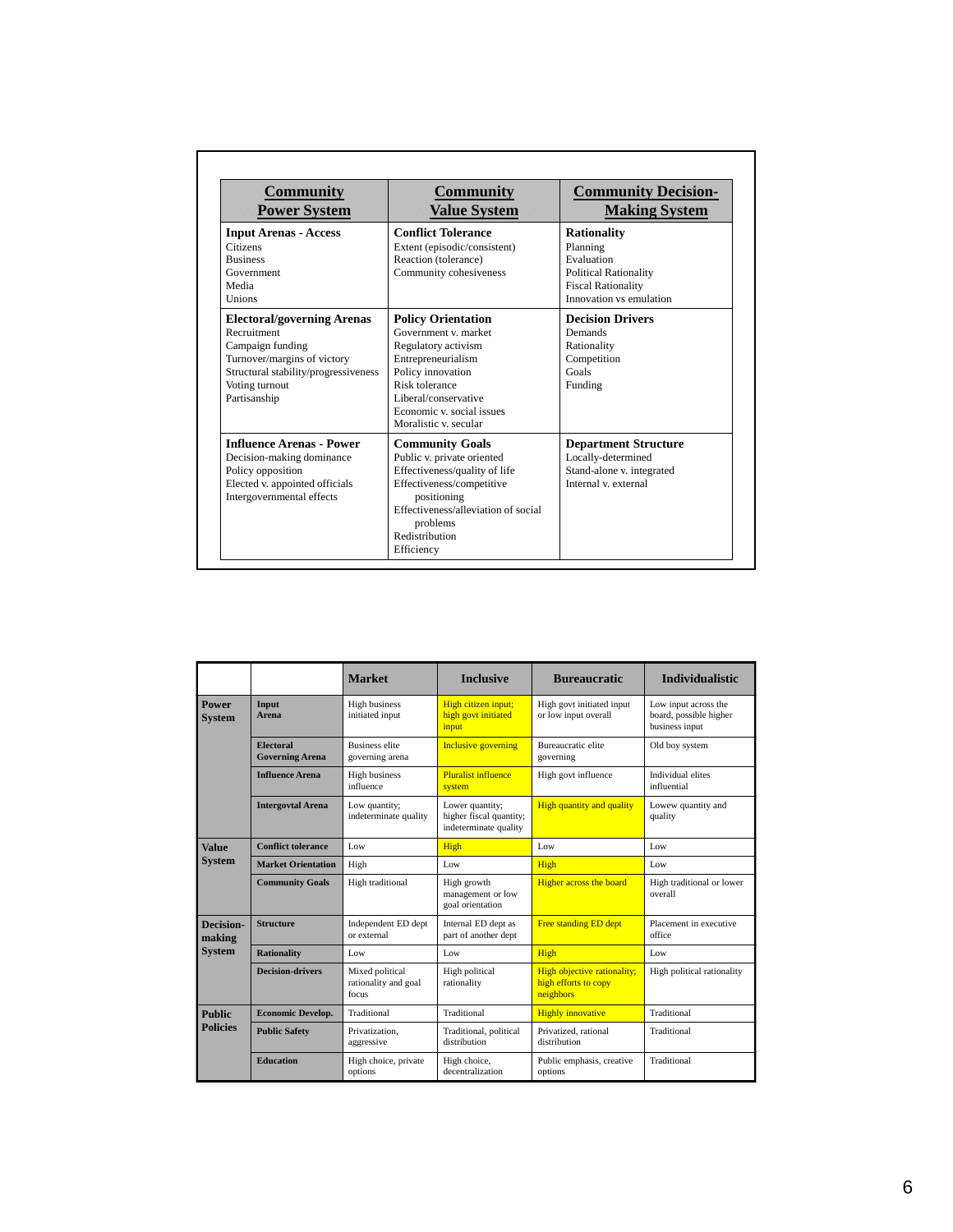| Community Power System | Community Value System | Community Decision-Making System |
|---|---|---|
| **Input Arenas - Access**<br>Citizens<br>Business<br>Government<br>Media<br>Unions | **Conflict Tolerance**<br>Extent (episodic/consistent)<br>Reaction (tolerance)<br>Community cohesiveness | **Rationality**<br>Planning<br>Evaluation<br>Political Rationality<br>Fiscal Rationality<br>Innovation vs emulation |
| **Electoral/governing Arenas**<br>Recruitment<br>Campaign funding<br>Turnover/margins of victory<br>Structural stability/progressiveness<br>Voting turnout<br>Partisanship | **Policy Orientation**<br>Government v. market<br>Regulatory activism<br>Entrepreneurialism<br>Policy innovation<br>Risk tolerance<br>Liberal/conservative<br>Economic v. social issues<br>Moralistic v. secular | **Decision Drivers**<br>Demands<br>Rationality<br>Competition<br>Goals<br>Funding |
| **Influence Arenas - Power**<br>Decision-making dominance<br>Policy opposition<br>Elected v. appointed officials<br>Intergovernmental effects | **Community Goals**<br>Public v. private oriented<br>Effectiveness/quality of life<br>Effectiveness/competitive positioning<br>Effectiveness/alleviation of social problems<br>Redistribution<br>Efficiency | **Department Structure**<br>Locally-determined<br>Stand-alone v. integrated<br>Internal v. external |

| | | Market | Inclusive | Bureaucratic | Individualistic |
|---|---|---|---|---|---|
| **Power System** | **Input Arena** | High business initiated input | High citizen input; high govt initiated input | High govt initiated input or low input overall | Low input across the board, possible higher business input |
| | **Electoral Governing Arena** | Business elite governing arena | Inclusive governing | Bureaucratic elite governing | Old boy system |
| | **Influence Arena** | High business influence | Pluralist influence system | High govt influence | Individual elites influential |
| | **Intergovtal Arena** | Low quantity; indeterminate quality | Lower quantity; higher fiscal quantity; indeterminate quality | High quantity and quality | Lowew quantity and quality |
| **Value System** | **Conflict tolerance** | Low | High | Low | Low |
| | **Market Orientation** | High | Low | High | Low |
| | **Community Goals** | High traditional | High growth management or low goal orientation | Higher across the board | High traditional or lower overall |
| **Decision-making System** | **Structure** | Independent ED dept or external | Internal ED dept as part of another dept | Free standing ED dept | Placement in executive office |
| | **Rationality** | Low | Low | High | Low |
| | **Decision-drivers** | Mixed political rationality and goal focus | High political rationality | High objective rationality; high efforts to copy neighbors | High political rationality |
| **Public Policies** | **Economic Develop.** | Traditional | Traditional | Highly innovative | Traditional |
| | **Public Safety** | Privatization, aggressive | Traditional, political distribution | Privatized, rational distribution | Traditional |
| | **Education** | High choice, private options | High choice, decentralization | Public emphasis, creative options | Traditional |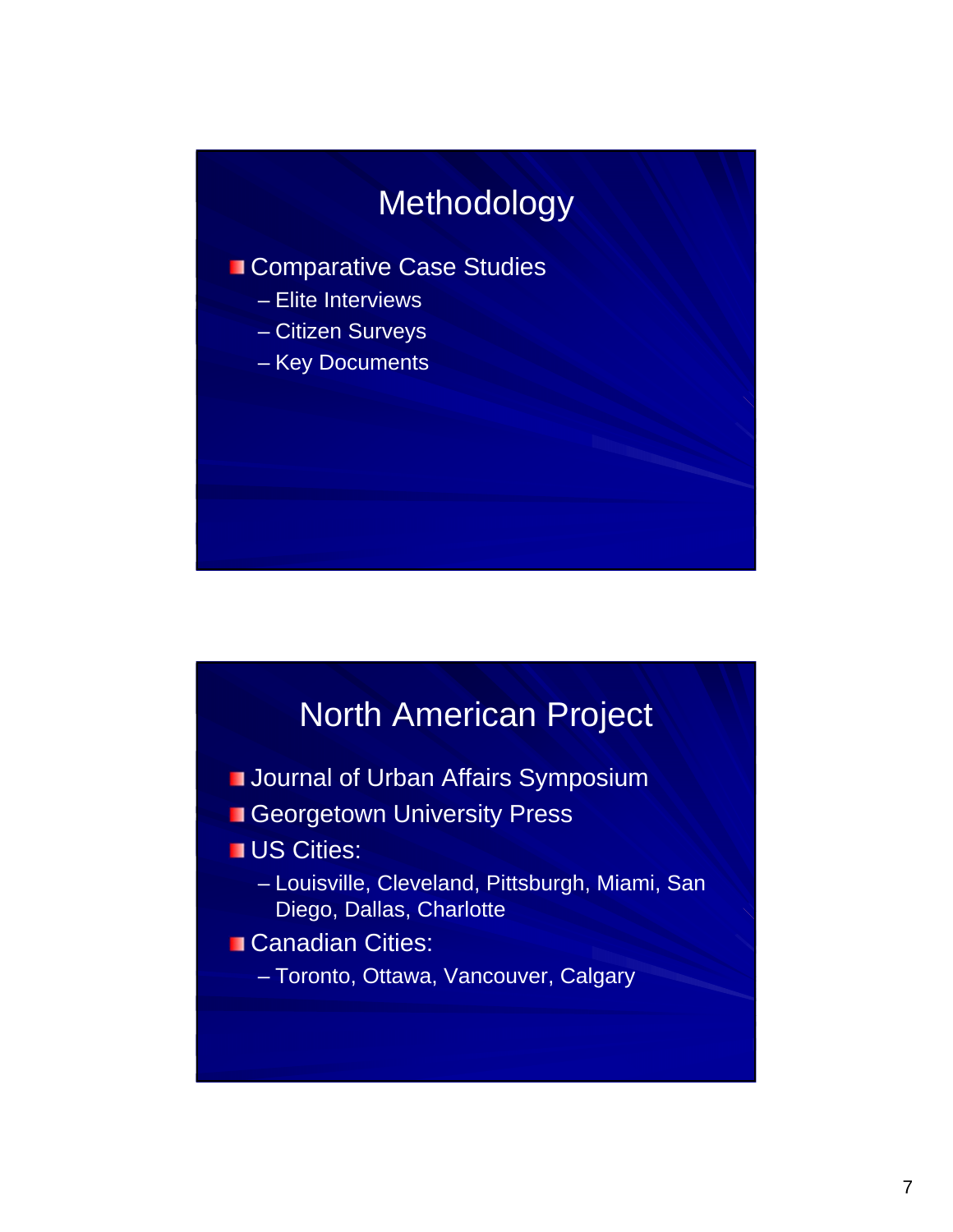## Methodology

- Comparative Case Studies
  - Elite Interviews
  - Citizen Surveys
  - Key Documents

## North American Project

- Journal of Urban Affairs Symposium
- Georgetown University Press
- US Cities:
  - Louisville, Cleveland, Pittsburgh, Miami, San Diego, Dallas, Charlotte
- Canadian Cities:
  - Toronto, Ottawa, Vancouver, Calgary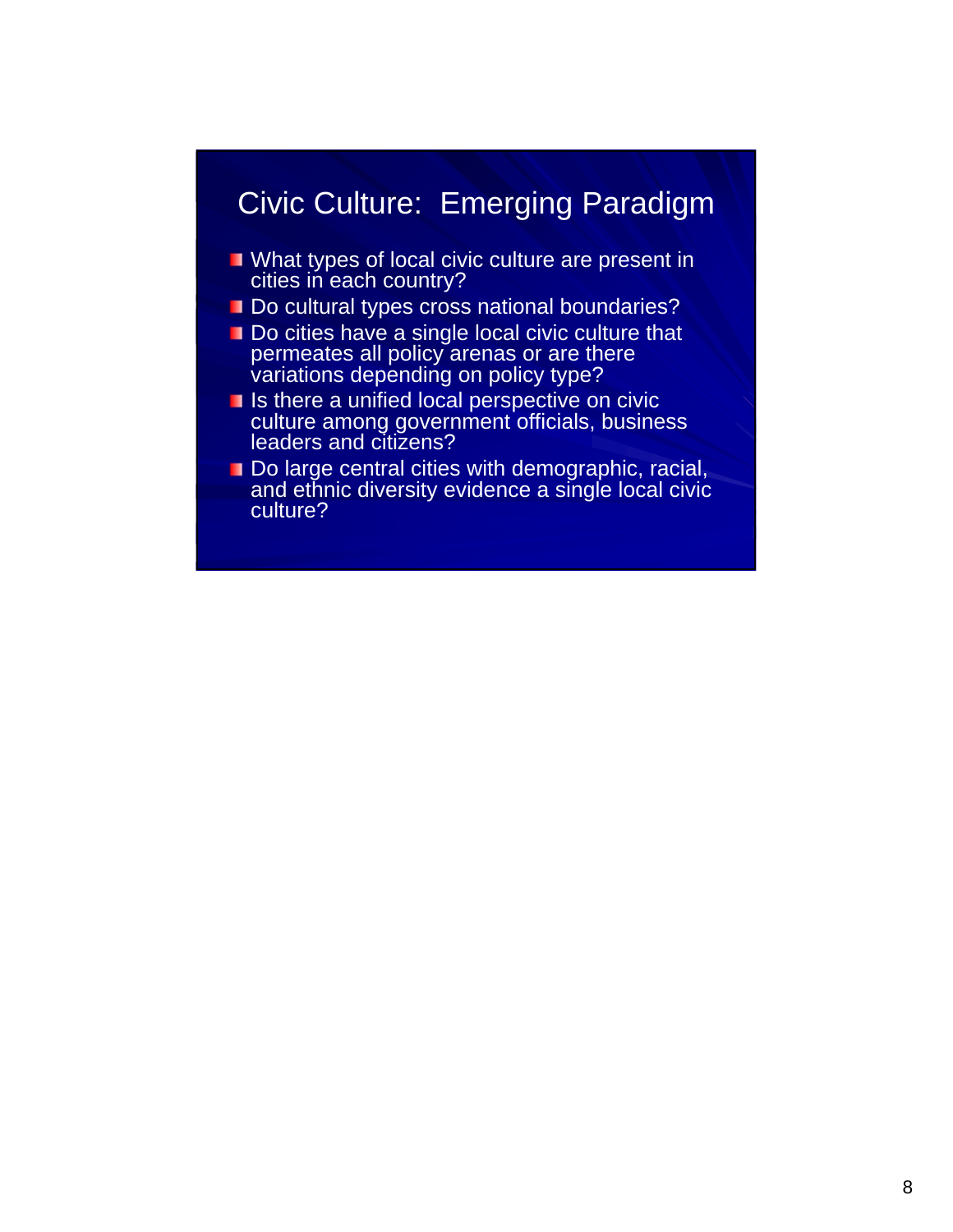## Civic Culture: Emerging Paradigm

- What types of local civic culture are present in cities in each country?
- Do cultural types cross national boundaries?
- Do cities have a single local civic culture that permeates all policy arenas or are there variations depending on policy type?
- Is there a unified local perspective on civic culture among government officials, business leaders and citizens?
- Do large central cities with demographic, racial, and ethnic diversity evidence a single local civic culture?